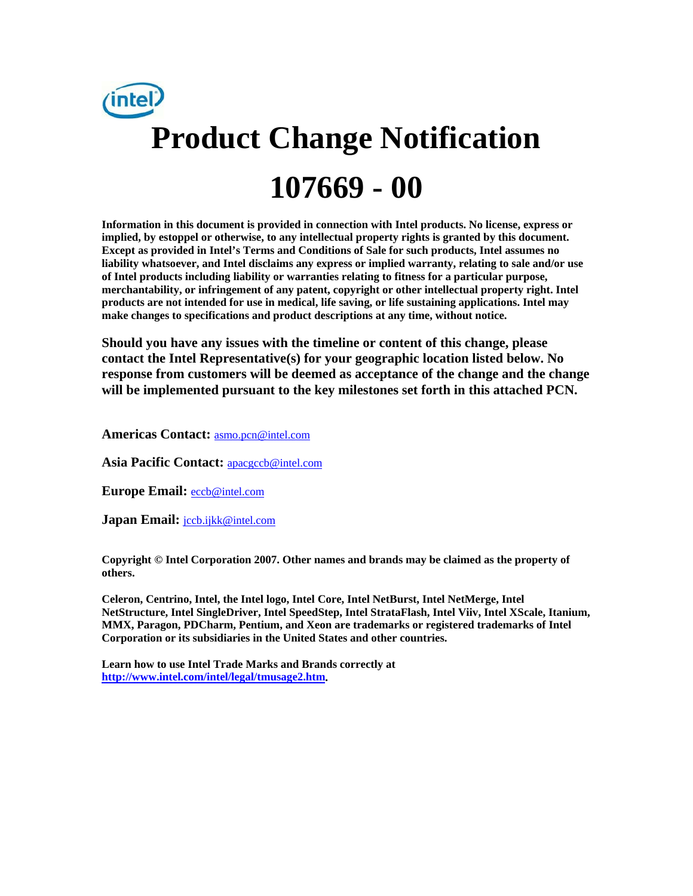# Product Change Notification

# 107669 - 00

**Information in this document is provided in connection with Intel products. No license, express or implied, by estoppel or otherwise, to any intellectual property rights is granted by this document. Except as provided in Intel's Terms and Conditions of Sale for such products, Intel assumes no liability whatsoever, and Intel disclaims any express or implied warranty, relating to sale and/or use of Intel products including liability or warranties relating to fitness for a particular purpose, merchantability, or infringement of any patent, copyright or other intellectual property right. Intel products are not intended for use in medical, life saving, or life sustaining applications. Intel may make changes to specifications and product descriptions at any time, without notice.**

**Should you have any issues with the timeline or content of this change, please contact the Intel Representative(s) for your geographic location listed below. No response from customers will be deemed as acceptance of the change and the change will be implemented pursuant to the key milestones set forth in this attached PCN.**

**Americas Contact:** asmo.pcn@intel.com

**Asia Pacific Contact:** apacgccb@intel.com

**Europe Email:** eccb@intel.com

**Japan Email:** jccb.ijkk@intel.com

**Copyright © Intel Corporation 2007. Other names and brands may be claimed as the property of others.**

**Celeron, Centrino, Intel, the Intel logo, Intel Core, Intel NetBurst, Intel NetMerge, Intel NetStructure, Intel SingleDriver, Intel SpeedStep, Intel StrataFlash, Intel Viiv, Intel XScale, Itanium, MMX, Paragon, PDCharm, Pentium, and Xeon are trademarks or registered trademarks of Intel Corporation or its subsidiaries in the United States and other countries.**

**Learn how to use Intel Trade Marks and Brands correctly at http://www.intel.com/intel/legal/tmusage2.htm.**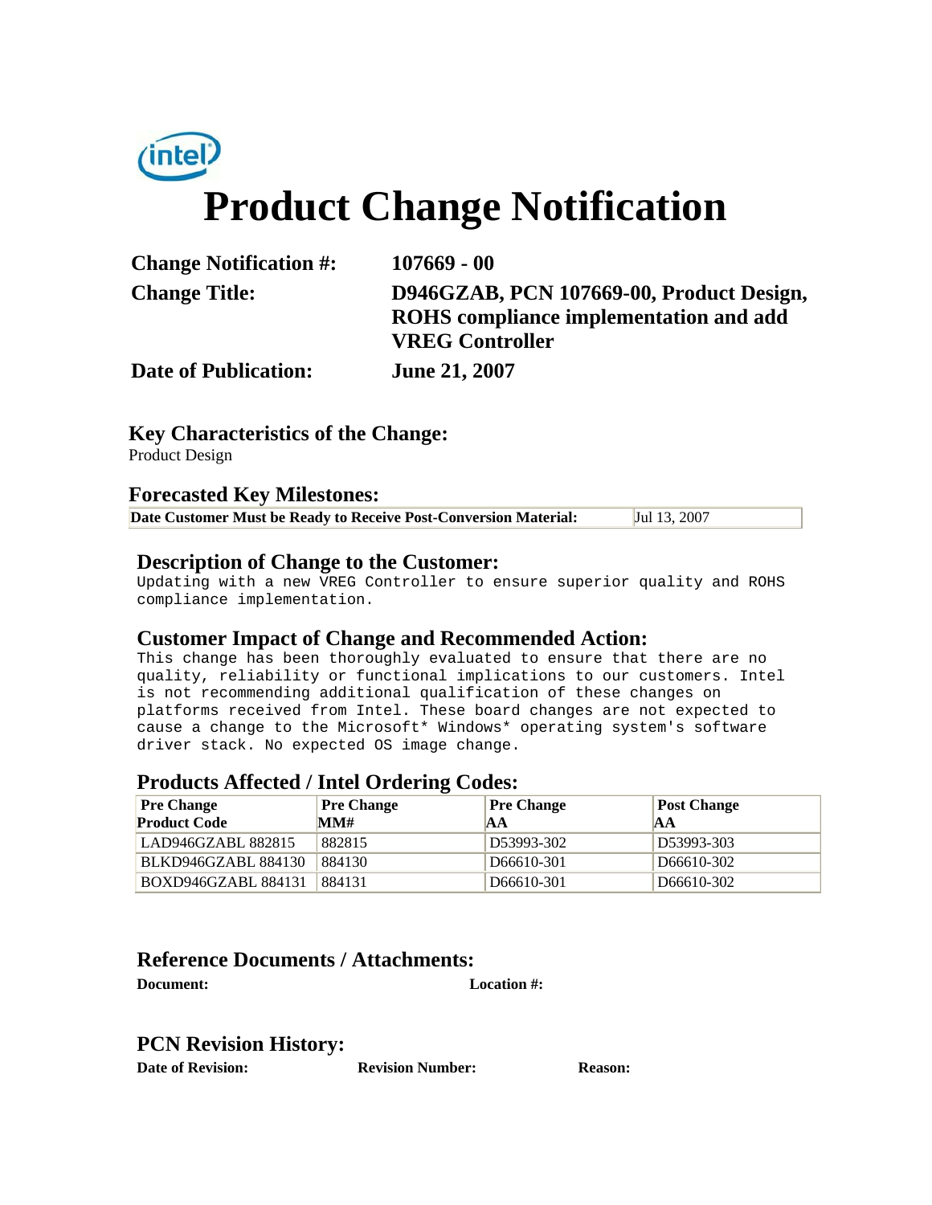# Product Change Notification

| | |
|---|---|
| **Change Notification #:** | **107669 - 00** |
| **Change Title:** | **D946GZAB, PCN 107669-00, Product Design, ROHS compliance implementation and add VREG Controller** |
| **Date of Publication:** | **June 21, 2007** |

## Key Characteristics of the Change:

Product Design

## Forecasted Key Milestones:

| **Date Customer Must be Ready to Receive Post-Conversion Material:** | Jul 13, 2007 |
|---|---|

## Description of Change to the Customer:

Updating with a new VREG Controller to ensure superior quality and ROHS compliance implementation.

## Customer Impact of Change and Recommended Action:

This change has been thoroughly evaluated to ensure that there are no quality, reliability or functional implications to our customers. Intel is not recommending additional qualification of these changes on platforms received from Intel. These board changes are not expected to cause a change to the Microsoft* Windows* operating system's software driver stack. No expected OS image change.

## Products Affected / Intel Ordering Codes:

| Pre Change Product Code | Pre Change MM# | Pre Change AA | Post Change AA |
|---|---|---|---|
| LAD946GZABL 882815 | 882815 | D53993-302 | D53993-303 |
| BLKD946GZABL 884130 | 884130 | D66610-301 | D66610-302 |
| BOXD946GZABL 884131 | 884131 | D66610-301 | D66610-302 |

## Reference Documents / Attachments:

| **Document:** | **Location #:** |
|---|---|

## PCN Revision History:

| **Date of Revision:** | **Revision Number:** | **Reason:** |
|---|---|---|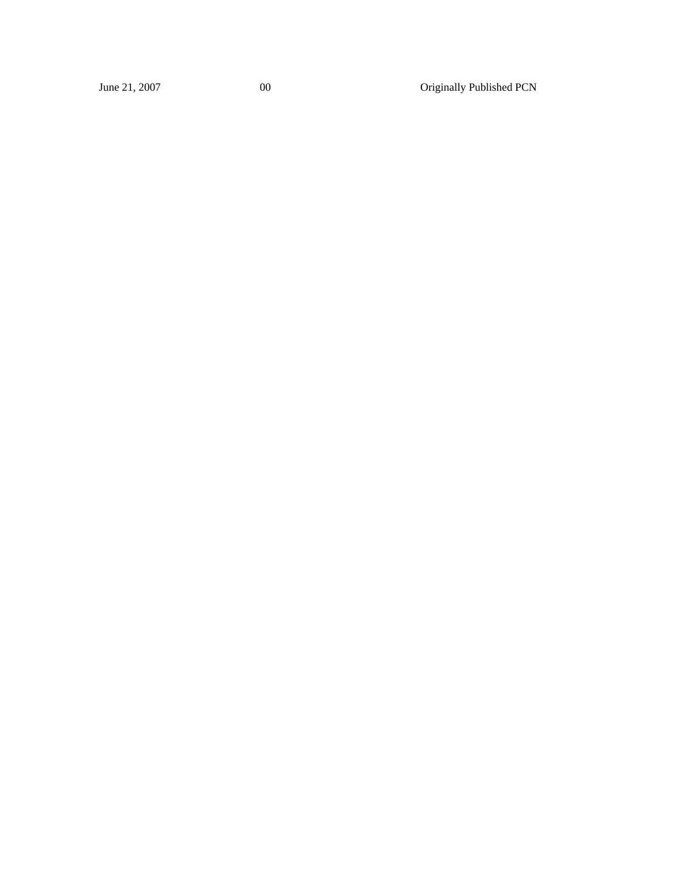| | | |
|---|---|---|
| June 21, 2007 | 00 | Originally Published PCN |